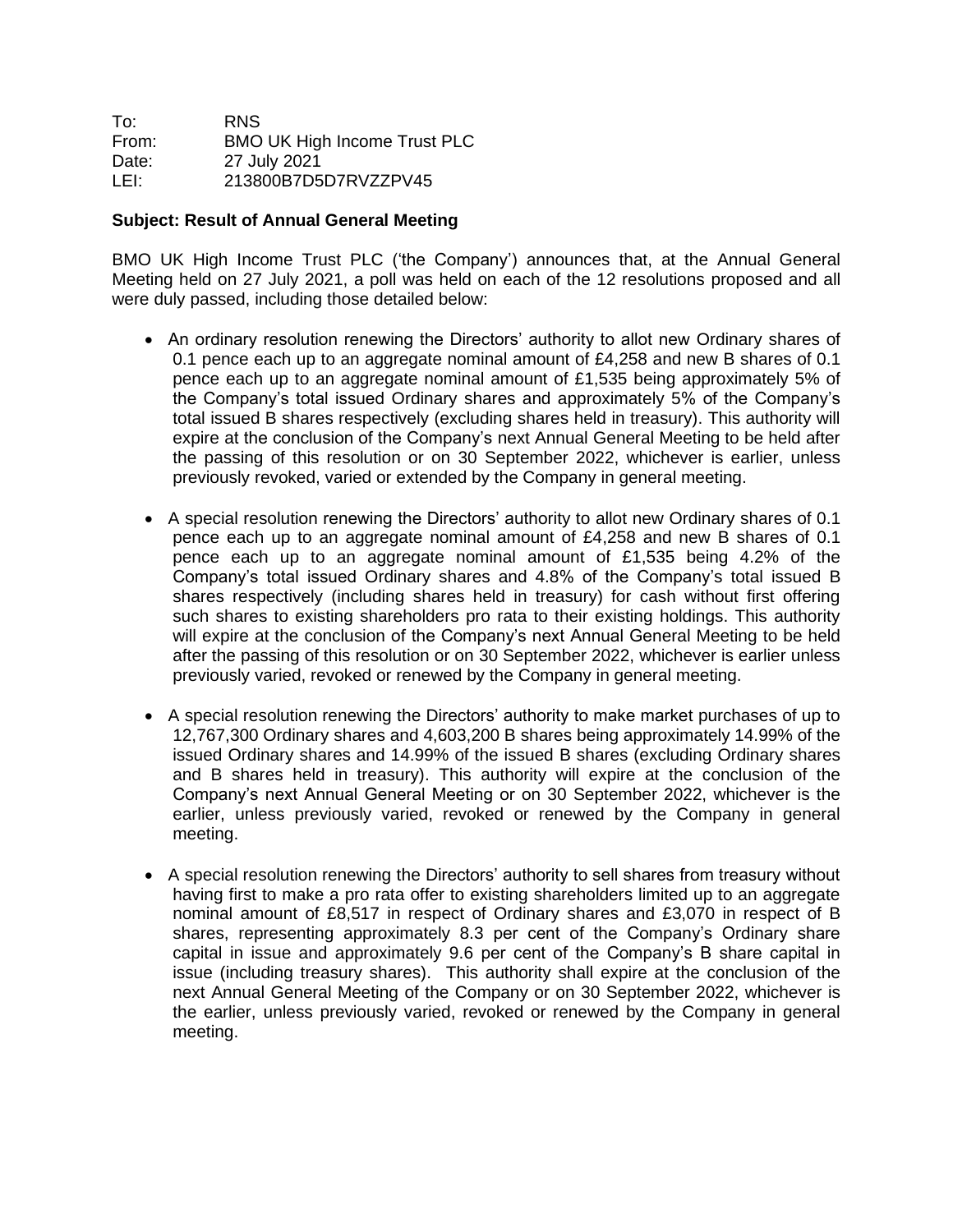To: RNS
From: BMO UK High Income Trust PLC
Date: 27 July 2021
LEI: 213800B7D5D7RVZZPV45

**Subject: Result of Annual General Meeting**

BMO UK High Income Trust PLC ('the Company') announces that, at the Annual General Meeting held on 27 July 2021, a poll was held on each of the 12 resolutions proposed and all were duly passed, including those detailed below:

- An ordinary resolution renewing the Directors' authority to allot new Ordinary shares of 0.1 pence each up to an aggregate nominal amount of £4,258 and new B shares of 0.1 pence each up to an aggregate nominal amount of £1,535 being approximately 5% of the Company's total issued Ordinary shares and approximately 5% of the Company's total issued B shares respectively (excluding shares held in treasury). This authority will expire at the conclusion of the Company's next Annual General Meeting to be held after the passing of this resolution or on 30 September 2022, whichever is earlier, unless previously revoked, varied or extended by the Company in general meeting.

- A special resolution renewing the Directors' authority to allot new Ordinary shares of 0.1 pence each up to an aggregate nominal amount of £4,258 and new B shares of 0.1 pence each up to an aggregate nominal amount of £1,535 being 4.2% of the Company's total issued Ordinary shares and 4.8% of the Company's total issued B shares respectively (including shares held in treasury) for cash without first offering such shares to existing shareholders pro rata to their existing holdings. This authority will expire at the conclusion of the Company's next Annual General Meeting to be held after the passing of this resolution or on 30 September 2022, whichever is earlier unless previously varied, revoked or renewed by the Company in general meeting.

- A special resolution renewing the Directors' authority to make market purchases of up to 12,767,300 Ordinary shares and 4,603,200 B shares being approximately 14.99% of the issued Ordinary shares and 14.99% of the issued B shares (excluding Ordinary shares and B shares held in treasury). This authority will expire at the conclusion of the Company's next Annual General Meeting or on 30 September 2022, whichever is the earlier, unless previously varied, revoked or renewed by the Company in general meeting.

- A special resolution renewing the Directors' authority to sell shares from treasury without having first to make a pro rata offer to existing shareholders limited up to an aggregate nominal amount of £8,517 in respect of Ordinary shares and £3,070 in respect of B shares, representing approximately 8.3 per cent of the Company's Ordinary share capital in issue and approximately 9.6 per cent of the Company's B share capital in issue (including treasury shares). This authority shall expire at the conclusion of the next Annual General Meeting of the Company or on 30 September 2022, whichever is the earlier, unless previously varied, revoked or renewed by the Company in general meeting.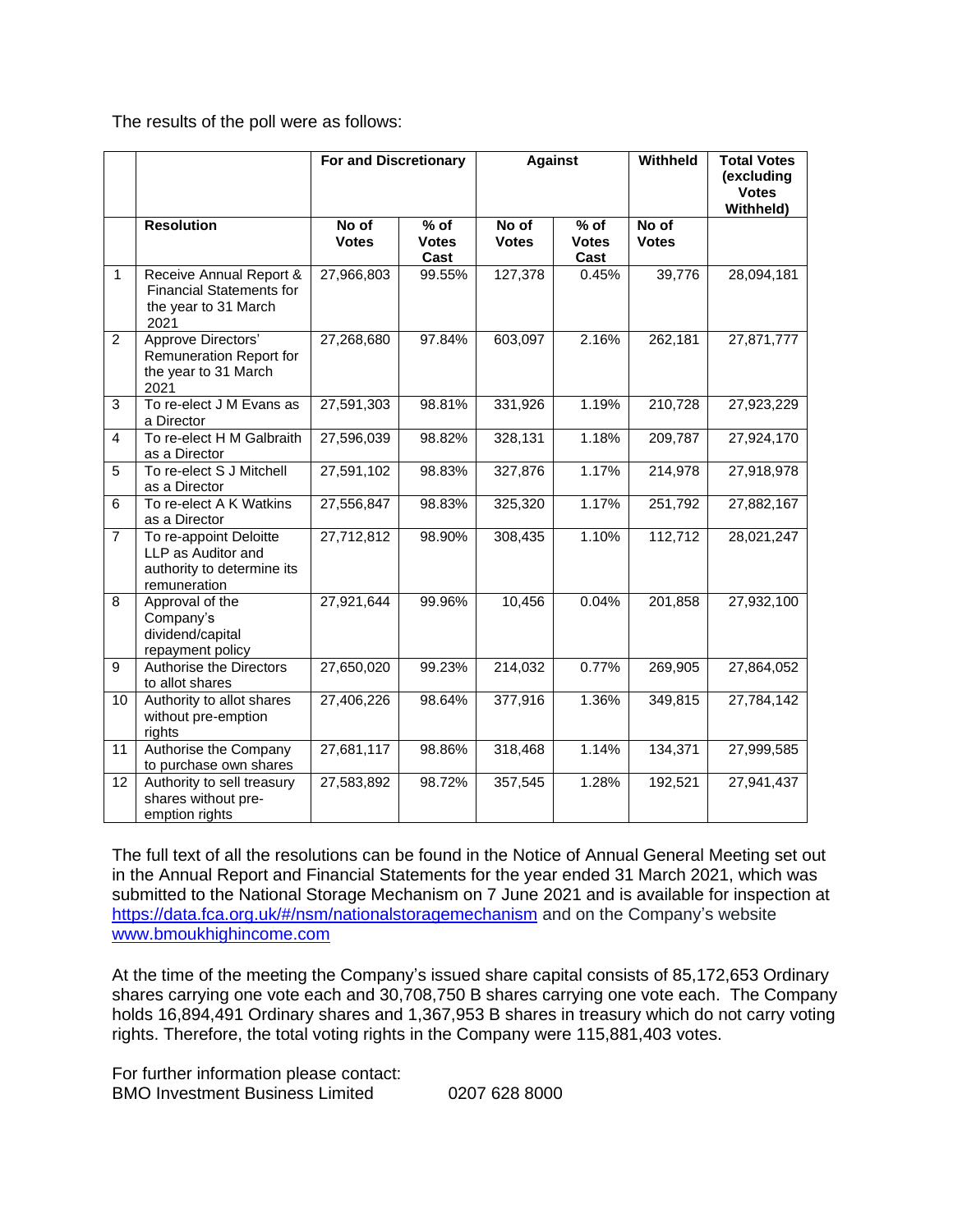The results of the poll were as follows:

| | | For and Discretionary | | Against | | Withheld | Total Votes (excluding Votes Withheld) |
|---|---|---|---|---|---|---|---|
| | **Resolution** | **No of Votes** | **% of Votes Cast** | **No of Votes** | **% of Votes Cast** | **No of Votes** | |
| 1 | Receive Annual Report & Financial Statements for the year to 31 March 2021 | 27,966,803 | 99.55% | 127,378 | 0.45% | 39,776 | 28,094,181 |
| 2 | Approve Directors' Remuneration Report for the year to 31 March 2021 | 27,268,680 | 97.84% | 603,097 | 2.16% | 262,181 | 27,871,777 |
| 3 | To re-elect J M Evans as a Director | 27,591,303 | 98.81% | 331,926 | 1.19% | 210,728 | 27,923,229 |
| 4 | To re-elect H M Galbraith as a Director | 27,596,039 | 98.82% | 328,131 | 1.18% | 209,787 | 27,924,170 |
| 5 | To re-elect S J Mitchell as a Director | 27,591,102 | 98.83% | 327,876 | 1.17% | 214,978 | 27,918,978 |
| 6 | To re-elect A K Watkins as a Director | 27,556,847 | 98.83% | 325,320 | 1.17% | 251,792 | 27,882,167 |
| 7 | To re-appoint Deloitte LLP as Auditor and authority to determine its remuneration | 27,712,812 | 98.90% | 308,435 | 1.10% | 112,712 | 28,021,247 |
| 8 | Approval of the Company's dividend/capital repayment policy | 27,921,644 | 99.96% | 10,456 | 0.04% | 201,858 | 27,932,100 |
| 9 | Authorise the Directors to allot shares | 27,650,020 | 99.23% | 214,032 | 0.77% | 269,905 | 27,864,052 |
| 10 | Authority to allot shares without pre-emption rights | 27,406,226 | 98.64% | 377,916 | 1.36% | 349,815 | 27,784,142 |
| 11 | Authorise the Company to purchase own shares | 27,681,117 | 98.86% | 318,468 | 1.14% | 134,371 | 27,999,585 |
| 12 | Authority to sell treasury shares without pre-emption rights | 27,583,892 | 98.72% | 357,545 | 1.28% | 192,521 | 27,941,437 |

The full text of all the resolutions can be found in the Notice of Annual General Meeting set out in the Annual Report and Financial Statements for the year ended 31 March 2021, which was submitted to the National Storage Mechanism on 7 June 2021 and is available for inspection at https://data.fca.org.uk/#/nsm/nationalstoragemechanism and on the Company's website www.bmoukhighincome.com

At the time of the meeting the Company's issued share capital consists of 85,172,653 Ordinary shares carrying one vote each and 30,708,750 B shares carrying one vote each. The Company holds 16,894,491 Ordinary shares and 1,367,953 B shares in treasury which do not carry voting rights. Therefore, the total voting rights in the Company were 115,881,403 votes.

For further information please contact:
BMO Investment Business Limited 0207 628 8000